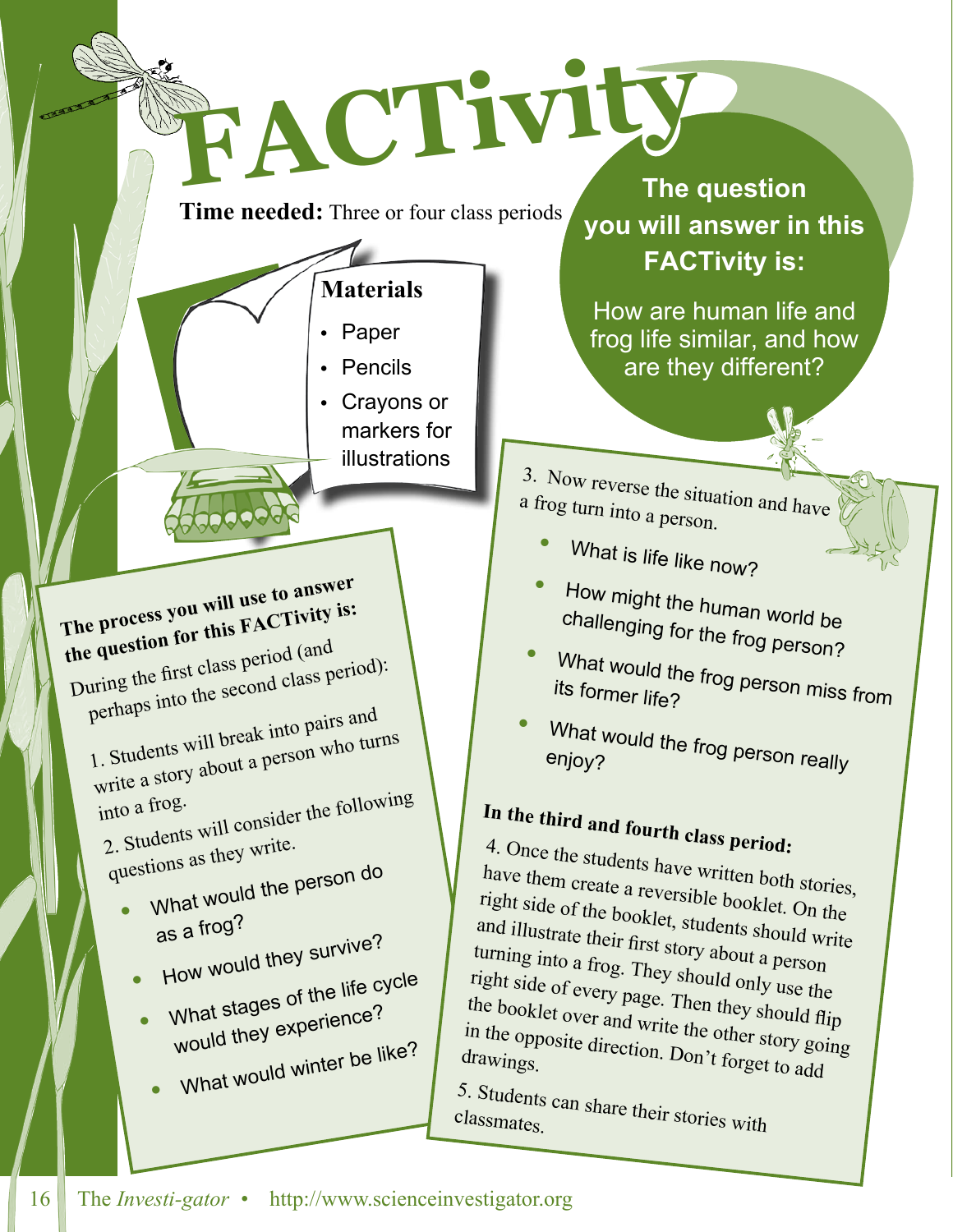# FACTivity

**Time needed:** Three or four class periods

## Materials

- Paper
- Pencils
- Crayons or markers for illustrations

## The question you will answer in this FACTivity is:

How are human life and frog life similar, and how are they different?

## The process you will use to answer the question for this FACTivity is:

During the first class period (and perhaps into the second class period):

1. Students will break into pairs and write a story about a person who turns into a frog.

2. Students will consider the following questions as they write.

- What would the person do as a frog?
- How would they survive?
- What stages of the life cycle would they experience?
- What would winter be like?

3. Now reverse the situation and have a frog turn into a person.

- What is life like now?
- How might the human world be challenging for the frog person?
- What would the frog person miss from its former life?
- What would the frog person really enjoy?

**In the third and fourth class period:**

4. Once the students have written both stories, have them create a reversible booklet. On the right side of the booklet, students should write and illustrate their first story about a person turning into a frog. They should only use the right side of every page. Then they should flip the booklet over and write the other story going in the opposite direction. Don't forget to add drawings.

5. Students can share their stories with classmates.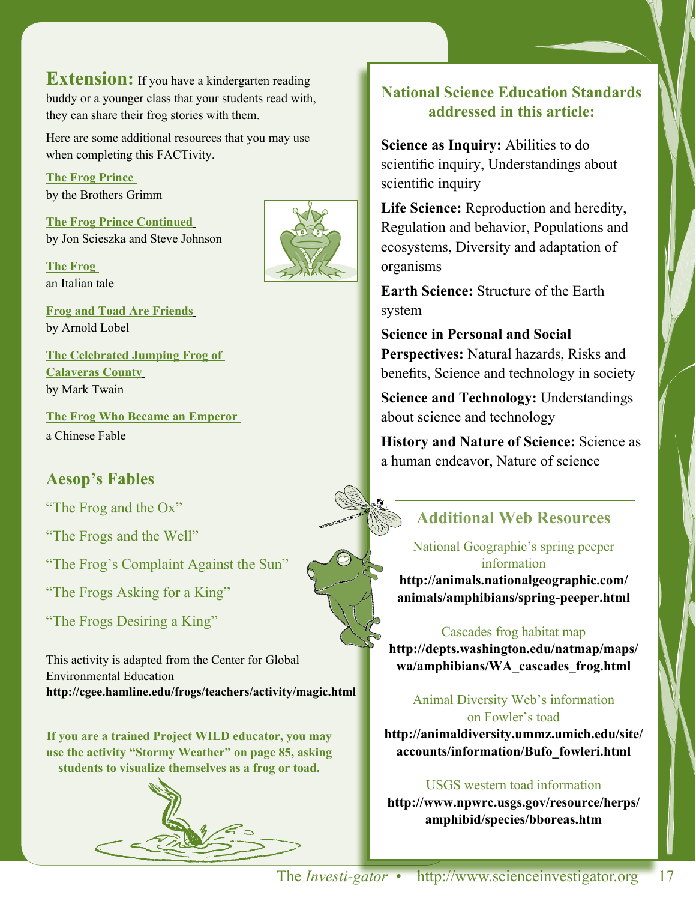**Extension:** If you have a kindergarten reading buddy or a younger class that your students read with, they can share their frog stories with them.

Here are some additional resources that you may use when completing this FACTivity.

**The Frog Prince**
by the Brothers Grimm

**The Frog Prince Continued**
by Jon Scieszka and Steve Johnson

**The Frog**
an Italian tale

**Frog and Toad Are Friends**
by Arnold Lobel

**The Celebrated Jumping Frog of Calaveras County**
by Mark Twain

**The Frog Who Became an Emperor**
a Chinese Fable

## Aesop's Fables

"The Frog and the Ox"

"The Frogs and the Well"

"The Frog's Complaint Against the Sun"

"The Frogs Asking for a King"

"The Frogs Desiring a King"

This activity is adapted from the Center for Global Environmental Education
**http://cgee.hamline.edu/frogs/teachers/activity/magic.html**

**If you are a trained Project WILD educator, you may use the activity "Stormy Weather" on page 85, asking students to visualize themselves as a frog or toad.**

## National Science Education Standards addressed in this article:

**Science as Inquiry:** Abilities to do scientific inquiry, Understandings about scientific inquiry

**Life Science:** Reproduction and heredity, Regulation and behavior, Populations and ecosystems, Diversity and adaptation of organisms

**Earth Science:** Structure of the Earth system

**Science in Personal and Social Perspectives:** Natural hazards, Risks and benefits, Science and technology in society

**Science and Technology:** Understandings about science and technology

**History and Nature of Science:** Science as a human endeavor, Nature of science

## Additional Web Resources

National Geographic's spring peeper information
**http://animals.nationalgeographic.com/animals/amphibians/spring-peeper.html**

Cascades frog habitat map
**http://depts.washington.edu/natmap/maps/wa/amphibians/WA_cascades_frog.html**

Animal Diversity Web's information on Fowler's toad
**http://animaldiversity.ummz.umich.edu/site/accounts/information/Bufo_fowleri.html**

USGS western toad information
**http://www.npwrc.usgs.gov/resource/herps/amphibid/species/bboreas.htm**